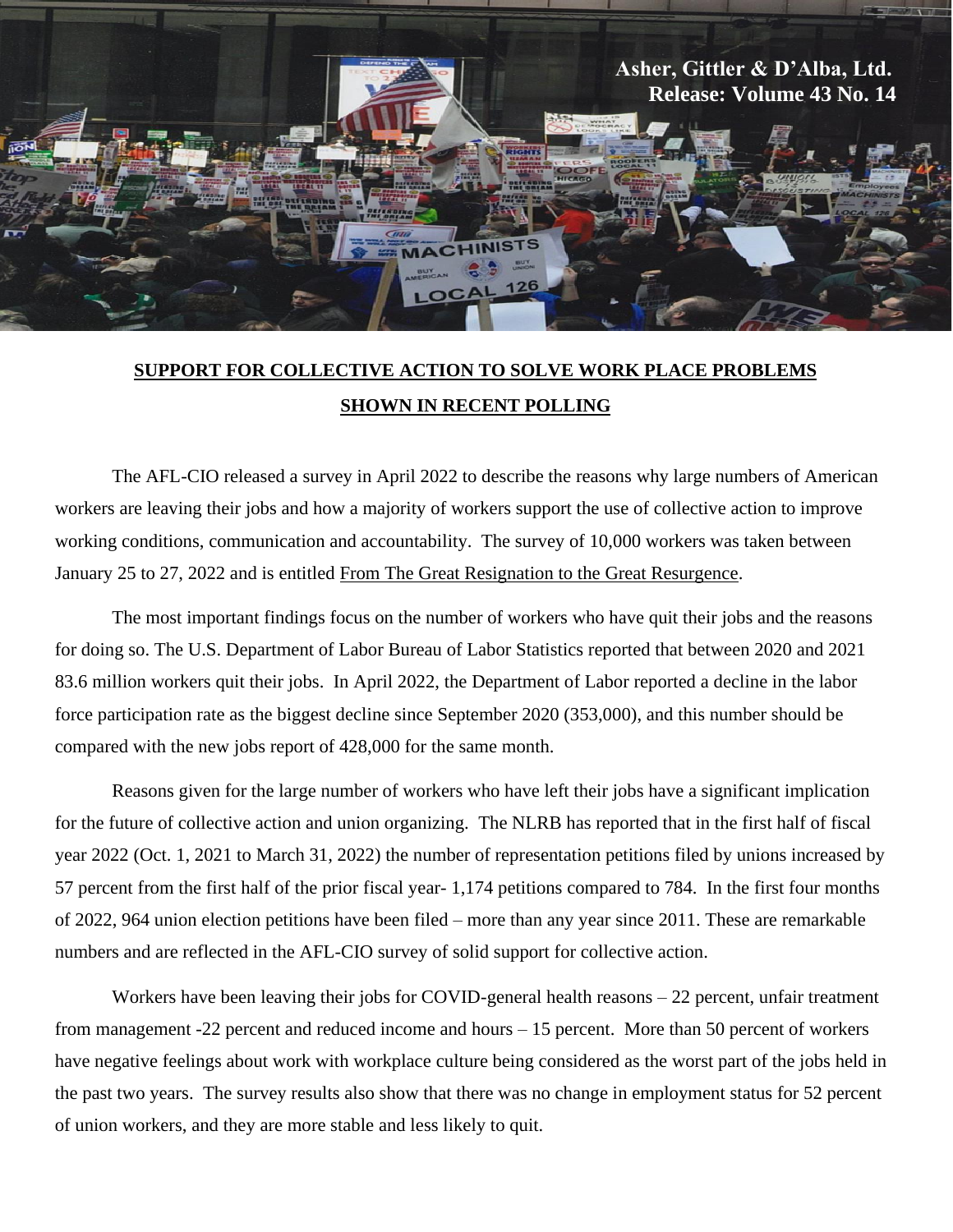**Asher, Gittler & D'Alba, Ltd.**
**Release: Volume 43 No. 14**

## SUPPORT FOR COLLECTIVE ACTION TO SOLVE WORK PLACE PROBLEMS SHOWN IN RECENT POLLING

The AFL-CIO released a survey in April 2022 to describe the reasons why large numbers of American workers are leaving their jobs and how a majority of workers support the use of collective action to improve working conditions, communication and accountability. The survey of 10,000 workers was taken between January 25 to 27, 2022 and is entitled From The Great Resignation to the Great Resurgence.

The most important findings focus on the number of workers who have quit their jobs and the reasons for doing so. The U.S. Department of Labor Bureau of Labor Statistics reported that between 2020 and 2021 83.6 million workers quit their jobs. In April 2022, the Department of Labor reported a decline in the labor force participation rate as the biggest decline since September 2020 (353,000), and this number should be compared with the new jobs report of 428,000 for the same month.

Reasons given for the large number of workers who have left their jobs have a significant implication for the future of collective action and union organizing. The NLRB has reported that in the first half of fiscal year 2022 (Oct. 1, 2021 to March 31, 2022) the number of representation petitions filed by unions increased by 57 percent from the first half of the prior fiscal year- 1,174 petitions compared to 784. In the first four months of 2022, 964 union election petitions have been filed – more than any year since 2011. These are remarkable numbers and are reflected in the AFL-CIO survey of solid support for collective action.

Workers have been leaving their jobs for COVID-general health reasons – 22 percent, unfair treatment from management -22 percent and reduced income and hours – 15 percent. More than 50 percent of workers have negative feelings about work with workplace culture being considered as the worst part of the jobs held in the past two years. The survey results also show that there was no change in employment status for 52 percent of union workers, and they are more stable and less likely to quit.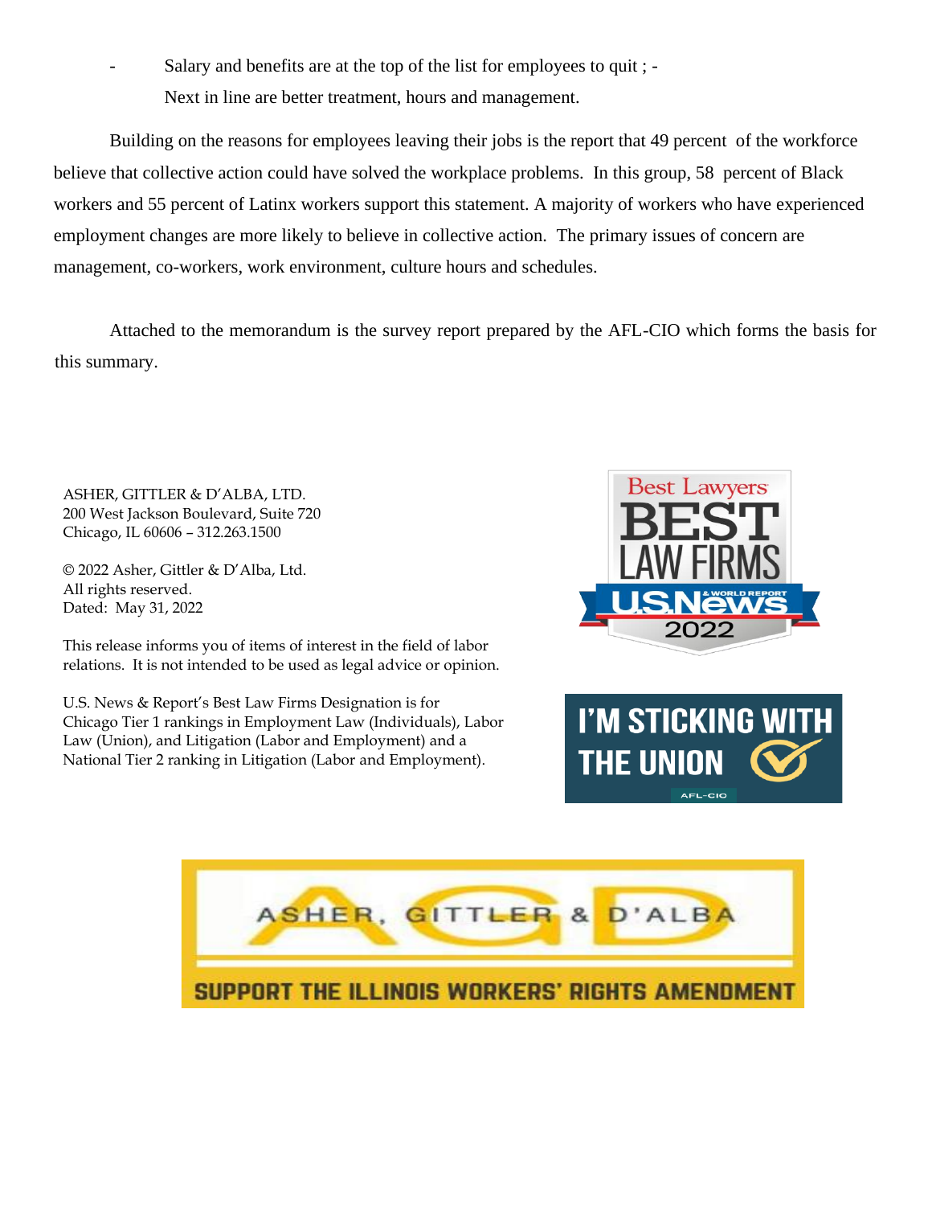- Salary and benefits are at the top of the list for employees to quit ; - Next in line are better treatment, hours and management.

Building on the reasons for employees leaving their jobs is the report that 49 percent of the workforce believe that collective action could have solved the workplace problems. In this group, 58 percent of Black workers and 55 percent of Latinx workers support this statement. A majority of workers who have experienced employment changes are more likely to believe in collective action. The primary issues of concern are management, co-workers, work environment, culture hours and schedules.

Attached to the memorandum is the survey report prepared by the AFL-CIO which forms the basis for this summary.

ASHER, GITTLER & D'ALBA, LTD.
200 West Jackson Boulevard, Suite 720
Chicago, IL 60606 – 312.263.1500

© 2022 Asher, Gittler & D'Alba, Ltd.
All rights reserved.
Dated: May 31, 2022

This release informs you of items of interest in the field of labor relations. It is not intended to be used as legal advice or opinion.

U.S. News & Report's Best Law Firms Designation is for Chicago Tier 1 rankings in Employment Law (Individuals), Labor Law (Union), and Litigation (Labor and Employment) and a National Tier 2 ranking in Litigation (Labor and Employment).

Best Lawyers
BEST LAW FIRMS
U.S.News & WORLD REPORT
2022

I'M STICKING WITH THE UNION
AFL-CIO

ASHER, GITTLER & D'ALBA

SUPPORT THE ILLINOIS WORKERS' RIGHTS AMENDMENT